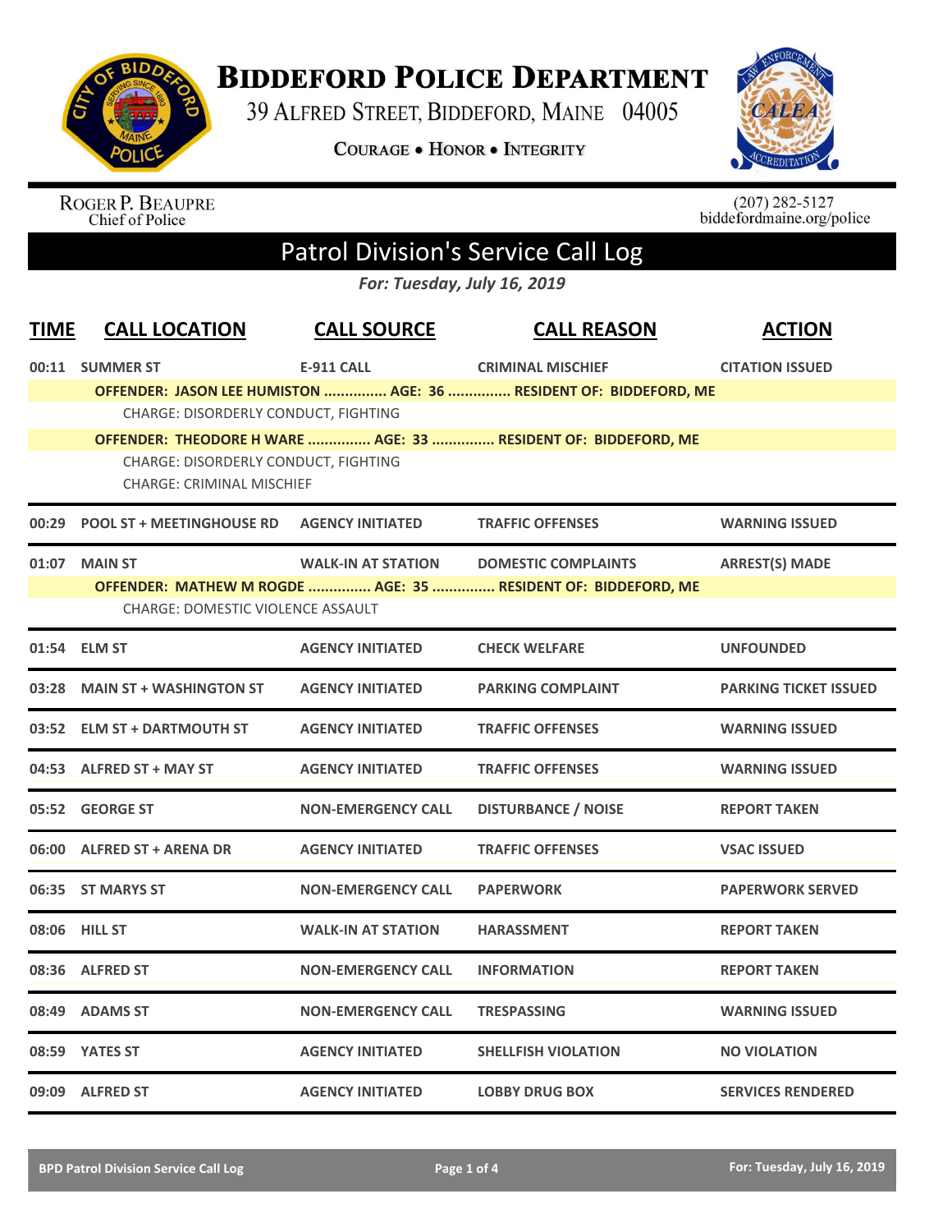# Biddeford Police Department

39 Alfred Street, Biddeford, Maine 04005

**Courage • Honor • Integrity**

Roger P. Beaupre
Chief of Police

(207) 282-5127
biddefordmaine.org/police

## Patrol Division's Service Call Log

*For: Tuesday, July 16, 2019*

| TIME | CALL LOCATION | CALL SOURCE | CALL REASON | ACTION |
|---|---|---|---|---|
| 00:11 | SUMMER ST | E-911 CALL | CRIMINAL MISCHIEF | CITATION ISSUED |
| | **OFFENDER: JASON LEE HUMISTON ............... AGE: 36 ............... RESIDENT OF: BIDDEFORD, ME** | | | |
| | CHARGE: DISORDERLY CONDUCT, FIGHTING | | | |
| | **OFFENDER: THEODORE H WARE ............... AGE: 33 ............... RESIDENT OF: BIDDEFORD, ME** | | | |
| | CHARGE: DISORDERLY CONDUCT, FIGHTING | | | |
| | CHARGE: CRIMINAL MISCHIEF | | | |
| 00:29 | POOL ST + MEETINGHOUSE RD | AGENCY INITIATED | TRAFFIC OFFENSES | WARNING ISSUED |
| 01:07 | MAIN ST | WALK-IN AT STATION | DOMESTIC COMPLAINTS | ARREST(S) MADE |
| | **OFFENDER: MATHEW M ROGDE ............... AGE: 35 ............... RESIDENT OF: BIDDEFORD, ME** | | | |
| | CHARGE: DOMESTIC VIOLENCE ASSAULT | | | |
| 01:54 | ELM ST | AGENCY INITIATED | CHECK WELFARE | UNFOUNDED |
| 03:28 | MAIN ST + WASHINGTON ST | AGENCY INITIATED | PARKING COMPLAINT | PARKING TICKET ISSUED |
| 03:52 | ELM ST + DARTMOUTH ST | AGENCY INITIATED | TRAFFIC OFFENSES | WARNING ISSUED |
| 04:53 | ALFRED ST + MAY ST | AGENCY INITIATED | TRAFFIC OFFENSES | WARNING ISSUED |
| 05:52 | GEORGE ST | NON-EMERGENCY CALL | DISTURBANCE / NOISE | REPORT TAKEN |
| 06:00 | ALFRED ST + ARENA DR | AGENCY INITIATED | TRAFFIC OFFENSES | VSAC ISSUED |
| 06:35 | ST MARYS ST | NON-EMERGENCY CALL | PAPERWORK | PAPERWORK SERVED |
| 08:06 | HILL ST | WALK-IN AT STATION | HARASSMENT | REPORT TAKEN |
| 08:36 | ALFRED ST | NON-EMERGENCY CALL | INFORMATION | REPORT TAKEN |
| 08:49 | ADAMS ST | NON-EMERGENCY CALL | TRESPASSING | WARNING ISSUED |
| 08:59 | YATES ST | AGENCY INITIATED | SHELLFISH VIOLATION | NO VIOLATION |
| 09:09 | ALFRED ST | AGENCY INITIATED | LOBBY DRUG BOX | SERVICES RENDERED |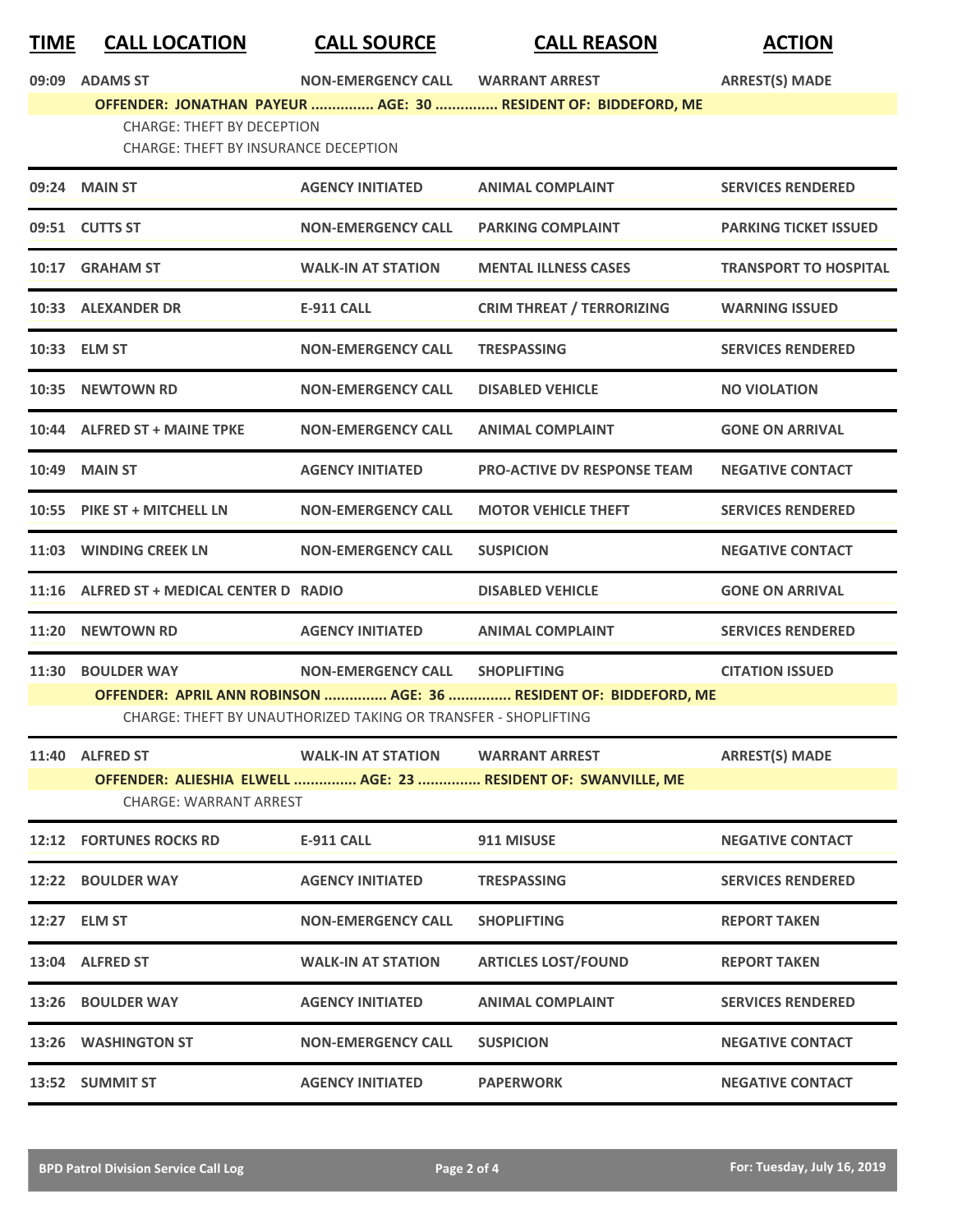| TIME | CALL LOCATION | CALL SOURCE | CALL REASON | ACTION |
|---|---|---|---|---|
| 09:09 | ADAMS ST | NON-EMERGENCY CALL | WARRANT ARREST | ARREST(S) MADE |
| | **OFFENDER: JONATHAN PAYEUR ............... AGE: 30 ............... RESIDENT OF: BIDDEFORD, ME** | | | |
| | CHARGE: THEFT BY DECEPTION | | | |
| | CHARGE: THEFT BY INSURANCE DECEPTION | | | |
| 09:24 | MAIN ST | AGENCY INITIATED | ANIMAL COMPLAINT | SERVICES RENDERED |
| 09:51 | CUTTS ST | NON-EMERGENCY CALL | PARKING COMPLAINT | PARKING TICKET ISSUED |
| 10:17 | GRAHAM ST | WALK-IN AT STATION | MENTAL ILLNESS CASES | TRANSPORT TO HOSPITAL |
| 10:33 | ALEXANDER DR | E-911 CALL | CRIM THREAT / TERRORIZING | WARNING ISSUED |
| 10:33 | ELM ST | NON-EMERGENCY CALL | TRESPASSING | SERVICES RENDERED |
| 10:35 | NEWTOWN RD | NON-EMERGENCY CALL | DISABLED VEHICLE | NO VIOLATION |
| 10:44 | ALFRED ST + MAINE TPKE | NON-EMERGENCY CALL | ANIMAL COMPLAINT | GONE ON ARRIVAL |
| 10:49 | MAIN ST | AGENCY INITIATED | PRO-ACTIVE DV RESPONSE TEAM | NEGATIVE CONTACT |
| 10:55 | PIKE ST + MITCHELL LN | NON-EMERGENCY CALL | MOTOR VEHICLE THEFT | SERVICES RENDERED |
| 11:03 | WINDING CREEK LN | NON-EMERGENCY CALL | SUSPICION | NEGATIVE CONTACT |
| 11:16 | ALFRED ST + MEDICAL CENTER D | RADIO | DISABLED VEHICLE | GONE ON ARRIVAL |
| 11:20 | NEWTOWN RD | AGENCY INITIATED | ANIMAL COMPLAINT | SERVICES RENDERED |
| 11:30 | BOULDER WAY | NON-EMERGENCY CALL | SHOPLIFTING | CITATION ISSUED |
| | **OFFENDER: APRIL ANN ROBINSON ............... AGE: 36 ............... RESIDENT OF: BIDDEFORD, ME** | | | |
| | CHARGE: THEFT BY UNAUTHORIZED TAKING OR TRANSFER - SHOPLIFTING | | | |
| 11:40 | ALFRED ST | WALK-IN AT STATION | WARRANT ARREST | ARREST(S) MADE |
| | **OFFENDER: ALIESHIA ELWELL ............... AGE: 23 ............... RESIDENT OF: SWANVILLE, ME** | | | |
| | CHARGE: WARRANT ARREST | | | |
| 12:12 | FORTUNES ROCKS RD | E-911 CALL | 911 MISUSE | NEGATIVE CONTACT |
| 12:22 | BOULDER WAY | AGENCY INITIATED | TRESPASSING | SERVICES RENDERED |
| 12:27 | ELM ST | NON-EMERGENCY CALL | SHOPLIFTING | REPORT TAKEN |
| 13:04 | ALFRED ST | WALK-IN AT STATION | ARTICLES LOST/FOUND | REPORT TAKEN |
| 13:26 | BOULDER WAY | AGENCY INITIATED | ANIMAL COMPLAINT | SERVICES RENDERED |
| 13:26 | WASHINGTON ST | NON-EMERGENCY CALL | SUSPICION | NEGATIVE CONTACT |
| 13:52 | SUMMIT ST | AGENCY INITIATED | PAPERWORK | NEGATIVE CONTACT |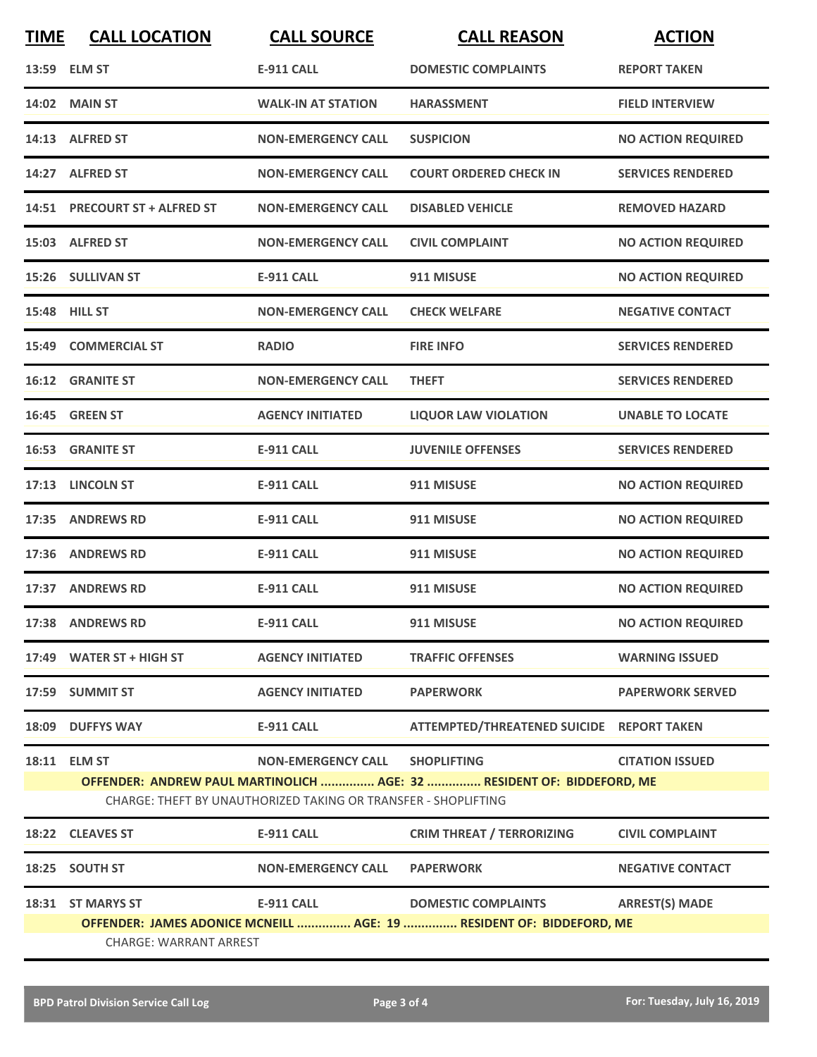| TIME | CALL LOCATION | CALL SOURCE | CALL REASON | ACTION |
|---|---|---|---|---|
| 13:59 | ELM ST | E-911 CALL | DOMESTIC COMPLAINTS | REPORT TAKEN |
| 14:02 | MAIN ST | WALK-IN AT STATION | HARASSMENT | FIELD INTERVIEW |
| 14:13 | ALFRED ST | NON-EMERGENCY CALL | SUSPICION | NO ACTION REQUIRED |
| 14:27 | ALFRED ST | NON-EMERGENCY CALL | COURT ORDERED CHECK IN | SERVICES RENDERED |
| 14:51 | PRECOURT ST + ALFRED ST | NON-EMERGENCY CALL | DISABLED VEHICLE | REMOVED HAZARD |
| 15:03 | ALFRED ST | NON-EMERGENCY CALL | CIVIL COMPLAINT | NO ACTION REQUIRED |
| 15:26 | SULLIVAN ST | E-911 CALL | 911 MISUSE | NO ACTION REQUIRED |
| 15:48 | HILL ST | NON-EMERGENCY CALL | CHECK WELFARE | NEGATIVE CONTACT |
| 15:49 | COMMERCIAL ST | RADIO | FIRE INFO | SERVICES RENDERED |
| 16:12 | GRANITE ST | NON-EMERGENCY CALL | THEFT | SERVICES RENDERED |
| 16:45 | GREEN ST | AGENCY INITIATED | LIQUOR LAW VIOLATION | UNABLE TO LOCATE |
| 16:53 | GRANITE ST | E-911 CALL | JUVENILE OFFENSES | SERVICES RENDERED |
| 17:13 | LINCOLN ST | E-911 CALL | 911 MISUSE | NO ACTION REQUIRED |
| 17:35 | ANDREWS RD | E-911 CALL | 911 MISUSE | NO ACTION REQUIRED |
| 17:36 | ANDREWS RD | E-911 CALL | 911 MISUSE | NO ACTION REQUIRED |
| 17:37 | ANDREWS RD | E-911 CALL | 911 MISUSE | NO ACTION REQUIRED |
| 17:38 | ANDREWS RD | E-911 CALL | 911 MISUSE | NO ACTION REQUIRED |
| 17:49 | WATER ST + HIGH ST | AGENCY INITIATED | TRAFFIC OFFENSES | WARNING ISSUED |
| 17:59 | SUMMIT ST | AGENCY INITIATED | PAPERWORK | PAPERWORK SERVED |
| 18:09 | DUFFYS WAY | E-911 CALL | ATTEMPTED/THREATENED SUICIDE | REPORT TAKEN |
| 18:11 | ELM ST | NON-EMERGENCY CALL | SHOPLIFTING | CITATION ISSUED |
| | **OFFENDER: ANDREW PAUL MARTINOLICH ............... AGE: 32 ............... RESIDENT OF: BIDDEFORD, ME** | | | |
| | CHARGE: THEFT BY UNAUTHORIZED TAKING OR TRANSFER - SHOPLIFTING | | | |
| 18:22 | CLEAVES ST | E-911 CALL | CRIM THREAT / TERRORIZING | CIVIL COMPLAINT |
| 18:25 | SOUTH ST | NON-EMERGENCY CALL | PAPERWORK | NEGATIVE CONTACT |
| 18:31 | ST MARYS ST | E-911 CALL | DOMESTIC COMPLAINTS | ARREST(S) MADE |
| | **OFFENDER: JAMES ADONICE MCNEILL ............... AGE: 19 ............... RESIDENT OF: BIDDEFORD, ME** | | | |
| | CHARGE: WARRANT ARREST | | | |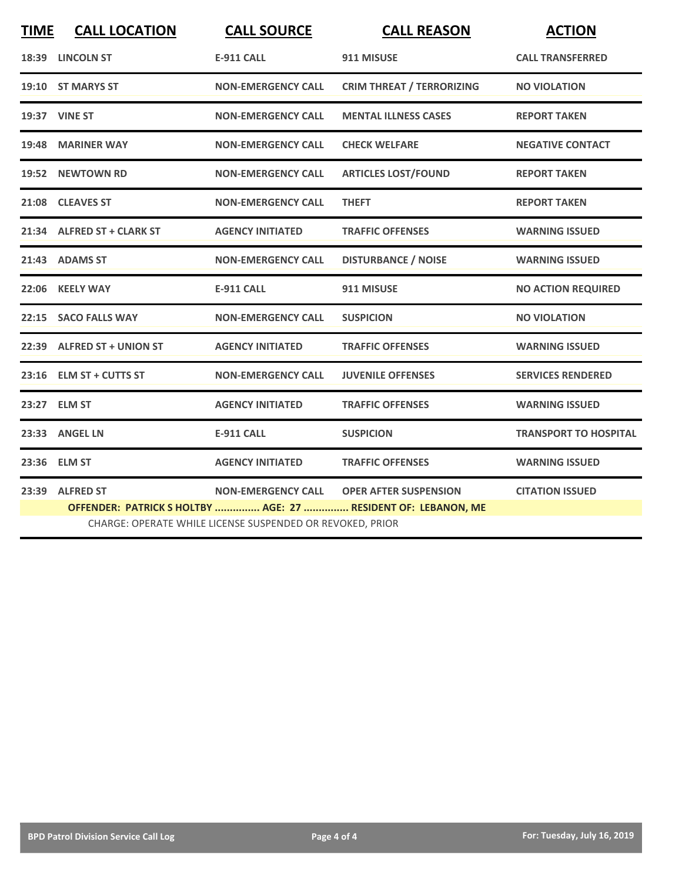| TIME | CALL LOCATION | CALL SOURCE | CALL REASON | ACTION |
|---|---|---|---|---|
| 18:39 | LINCOLN ST | E-911 CALL | 911 MISUSE | CALL TRANSFERRED |
| 19:10 | ST MARYS ST | NON-EMERGENCY CALL | CRIM THREAT / TERRORIZING | NO VIOLATION |
| 19:37 | VINE ST | NON-EMERGENCY CALL | MENTAL ILLNESS CASES | REPORT TAKEN |
| 19:48 | MARINER WAY | NON-EMERGENCY CALL | CHECK WELFARE | NEGATIVE CONTACT |
| 19:52 | NEWTOWN RD | NON-EMERGENCY CALL | ARTICLES LOST/FOUND | REPORT TAKEN |
| 21:08 | CLEAVES ST | NON-EMERGENCY CALL | THEFT | REPORT TAKEN |
| 21:34 | ALFRED ST + CLARK ST | AGENCY INITIATED | TRAFFIC OFFENSES | WARNING ISSUED |
| 21:43 | ADAMS ST | NON-EMERGENCY CALL | DISTURBANCE / NOISE | WARNING ISSUED |
| 22:06 | KEELY WAY | E-911 CALL | 911 MISUSE | NO ACTION REQUIRED |
| 22:15 | SACO FALLS WAY | NON-EMERGENCY CALL | SUSPICION | NO VIOLATION |
| 22:39 | ALFRED ST + UNION ST | AGENCY INITIATED | TRAFFIC OFFENSES | WARNING ISSUED |
| 23:16 | ELM ST + CUTTS ST | NON-EMERGENCY CALL | JUVENILE OFFENSES | SERVICES RENDERED |
| 23:27 | ELM ST | AGENCY INITIATED | TRAFFIC OFFENSES | WARNING ISSUED |
| 23:33 | ANGEL LN | E-911 CALL | SUSPICION | TRANSPORT TO HOSPITAL |
| 23:36 | ELM ST | AGENCY INITIATED | TRAFFIC OFFENSES | WARNING ISSUED |
| 23:39 | ALFRED ST | NON-EMERGENCY CALL | OPER AFTER SUSPENSION | CITATION ISSUED |

**OFFENDER: PATRICK S HOLTBY ............... AGE: 27 ............... RESIDENT OF: LEBANON, ME**

CHARGE: OPERATE WHILE LICENSE SUSPENDED OR REVOKED, PRIOR